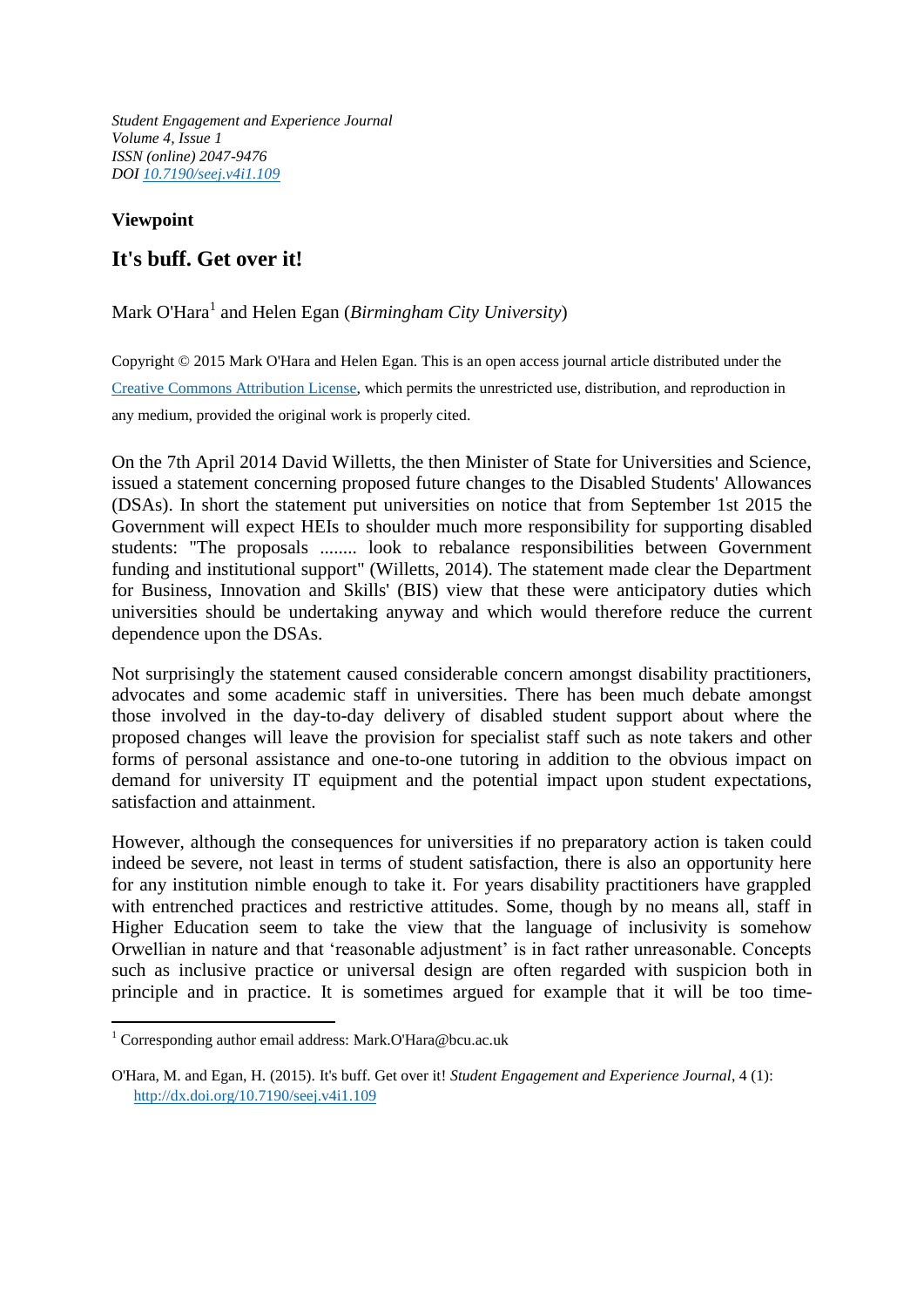*Student Engagement and Experience Journal*
*Volume 4, Issue 1*
*ISSN (online) 2047-9476*
*DOI 10.7190/seej.v4i1.109*

**Viewpoint**

## It's buff. Get over it!

Mark O'Hara[1] and Helen Egan (*Birmingham City University*)

Copyright © 2015 Mark O'Hara and Helen Egan. This is an open access journal article distributed under the Creative Commons Attribution License, which permits the unrestricted use, distribution, and reproduction in any medium, provided the original work is properly cited.

On the 7th April 2014 David Willetts, the then Minister of State for Universities and Science, issued a statement concerning proposed future changes to the Disabled Students' Allowances (DSAs). In short the statement put universities on notice that from September 1st 2015 the Government will expect HEIs to shoulder much more responsibility for supporting disabled students: "The proposals ........ look to rebalance responsibilities between Government funding and institutional support" (Willetts, 2014). The statement made clear the Department for Business, Innovation and Skills' (BIS) view that these were anticipatory duties which universities should be undertaking anyway and which would therefore reduce the current dependence upon the DSAs.

Not surprisingly the statement caused considerable concern amongst disability practitioners, advocates and some academic staff in universities. There has been much debate amongst those involved in the day-to-day delivery of disabled student support about where the proposed changes will leave the provision for specialist staff such as note takers and other forms of personal assistance and one-to-one tutoring in addition to the obvious impact on demand for university IT equipment and the potential impact upon student expectations, satisfaction and attainment.

However, although the consequences for universities if no preparatory action is taken could indeed be severe, not least in terms of student satisfaction, there is also an opportunity here for any institution nimble enough to take it. For years disability practitioners have grappled with entrenched practices and restrictive attitudes. Some, though by no means all, staff in Higher Education seem to take the view that the language of inclusivity is somehow Orwellian in nature and that 'reasonable adjustment' is in fact rather unreasonable. Concepts such as inclusive practice or universal design are often regarded with suspicion both in principle and in practice. It is sometimes argued for example that it will be too time-

[1] Corresponding author email address: Mark.O'Hara@bcu.ac.uk

O'Hara, M. and Egan, H. (2015). It's buff. Get over it! *Student Engagement and Experience Journal*, 4 (1): http://dx.doi.org/10.7190/seej.v4i1.109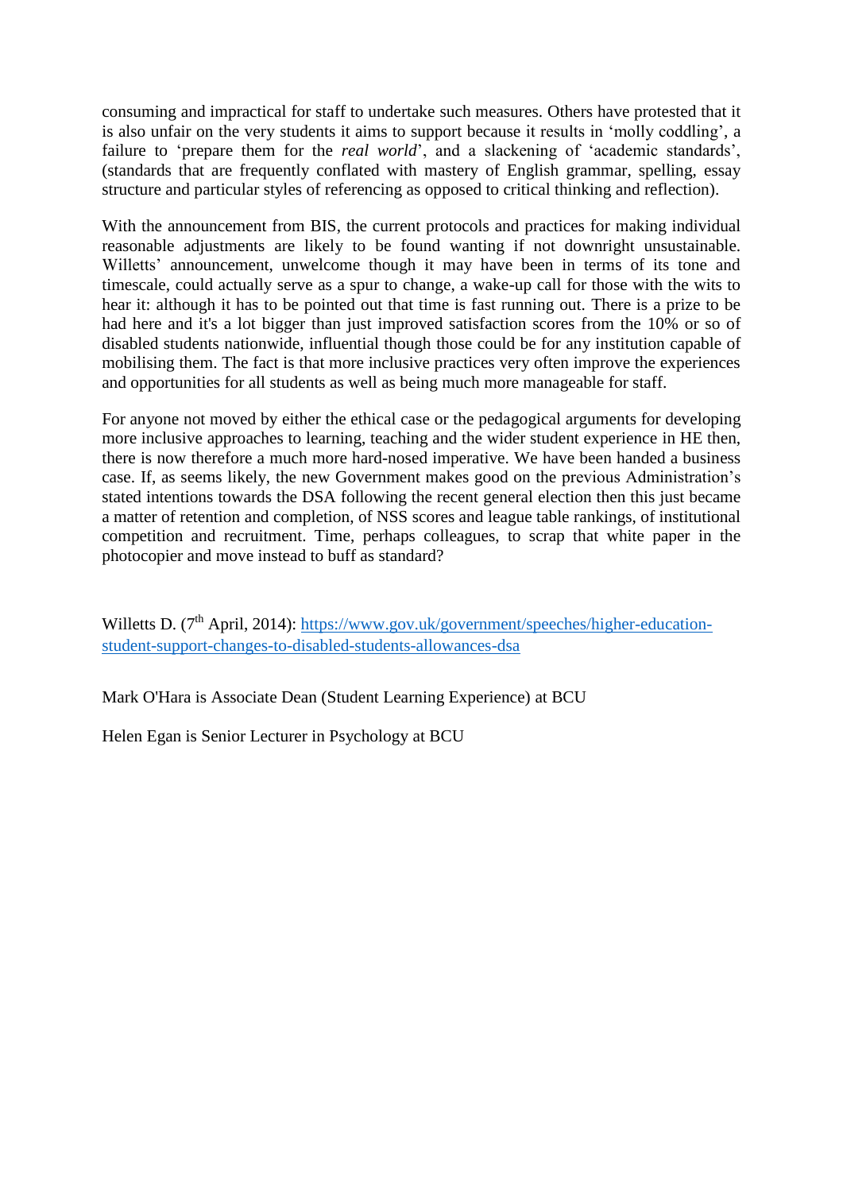consuming and impractical for staff to undertake such measures. Others have protested that it is also unfair on the very students it aims to support because it results in 'molly coddling', a failure to 'prepare them for the *real world*', and a slackening of 'academic standards', (standards that are frequently conflated with mastery of English grammar, spelling, essay structure and particular styles of referencing as opposed to critical thinking and reflection).

With the announcement from BIS, the current protocols and practices for making individual reasonable adjustments are likely to be found wanting if not downright unsustainable. Willetts' announcement, unwelcome though it may have been in terms of its tone and timescale, could actually serve as a spur to change, a wake-up call for those with the wits to hear it: although it has to be pointed out that time is fast running out. There is a prize to be had here and it's a lot bigger than just improved satisfaction scores from the 10% or so of disabled students nationwide, influential though those could be for any institution capable of mobilising them. The fact is that more inclusive practices very often improve the experiences and opportunities for all students as well as being much more manageable for staff.

For anyone not moved by either the ethical case or the pedagogical arguments for developing more inclusive approaches to learning, teaching and the wider student experience in HE then, there is now therefore a much more hard-nosed imperative. We have been handed a business case. If, as seems likely, the new Government makes good on the previous Administration's stated intentions towards the DSA following the recent general election then this just became a matter of retention and completion, of NSS scores and league table rankings, of institutional competition and recruitment. Time, perhaps colleagues, to scrap that white paper in the photocopier and move instead to buff as standard?

Willetts D. (7th April, 2014): https://www.gov.uk/government/speeches/higher-education-student-support-changes-to-disabled-students-allowances-dsa

Mark O'Hara is Associate Dean (Student Learning Experience) at BCU

Helen Egan is Senior Lecturer in Psychology at BCU